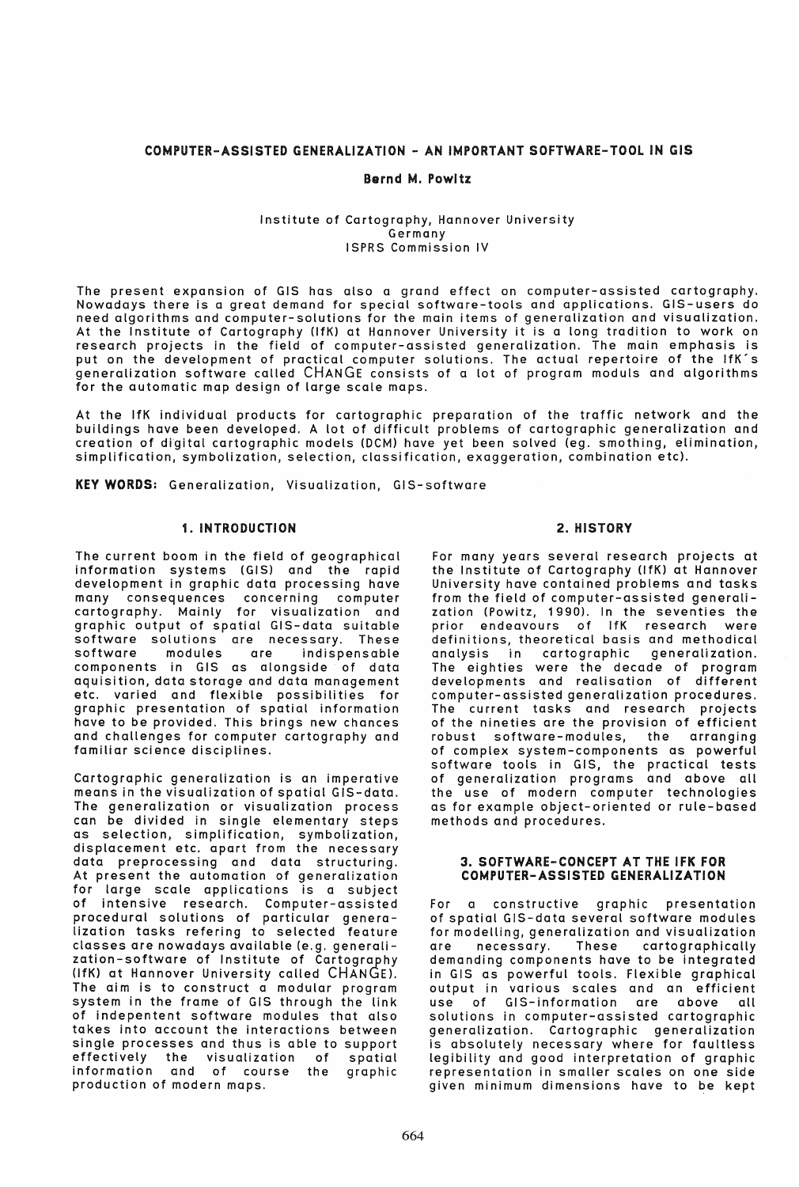# COMPUTER-ASSISTED GENERALIZATION - AN IMPORTANT SOFTWARE-TOOL IN GIS

**Bernd M. Powitz**

Institute of Cartography, Hannover University
Germany
ISPRS Commission IV

The present expansion of GIS has also a grand effect on computer-assisted cartography. Nowadays there is a great demand for special software-tools and applications. GIS-users do need algorithms and computer-solutions for the main items of generalization and visualization. At the Institute of Cartography (IfK) at Hannover University it is a long tradition to work on research projects in the field of computer-assisted generalization. The main emphasis is put on the development of practical computer solutions. The actual repertoire of the IfK's generalization software called CHANGE consists of a lot of program moduls and algorithms for the automatic map design of large scale maps.

At the IfK individual products for cartographic preparation of the traffic network and the buildings have been developed. A lot of difficult problems of cartographic generalization and creation of digital cartographic models (DCM) have yet been solved (eg. smothing, elimination, simplification, symbolization, selection, classification, exaggeration, combination etc).

**KEY WORDS:** Generalization, Visualization, GIS-software

## 1. INTRODUCTION

The current boom in the field of geographical information systems (GIS) and the rapid development in graphic data processing have many consequences concerning computer cartography. Mainly for visualization and graphic output of spatial GIS-data suitable software solutions are necessary. These software modules are indispensable components in GIS as alongside of data aquisition, data storage and data management etc. varied and flexible possibilities for graphic presentation of spatial information have to be provided. This brings new chances and challenges for computer cartography and familiar science disciplines.

Cartographic generalization is an imperative means in the visualization of spatial GIS-data. The generalization or visualization process can be divided in single elementary steps as selection, simplification, symbolization, displacement etc. apart from the necessary data preprocessing and data structuring. At present the automation of generalization for large scale applications is a subject of intensive research. Computer-assisted procedural solutions of particular generalization tasks refering to selected feature classes are nowadays available (e.g. generalization-software of Institute of Cartography (IfK) at Hannover University called CHANGE). The aim is to construct a modular program system in the frame of GIS through the link of indepentent software modules that also takes into account the interactions between single processes and thus is able to support effectively the visualization of spatial information and of course the graphic production of modern maps.

## 2. HISTORY

For many years several research projects at the Institute of Cartography (IfK) at Hannover University have contained problems and tasks from the field of computer-assisted generalization (Powitz, 1990). In the seventies the prior endeavours of IfK research were definitions, theoretical basis and methodical analysis in cartographic generalization. The eighties were the decade of program developments and realisation of different computer-assisted generalization procedures. The current tasks and research projects of the nineties are the provision of efficient robust software-modules, the arranging of complex system-components as powerful software tools in GIS, the practical tests of generalization programs and above all the use of modern computer technologies as for example object-oriented or rule-based methods and procedures.

## 3. SOFTWARE-CONCEPT AT THE IFK FOR COMPUTER-ASSISTED GENERALIZATION

For a constructive graphic presentation of spatial GIS-data several software modules for modelling, generalization and visualization are necessary. These cartographically demanding components have to be integrated in GIS as powerful tools. Flexible graphical output in various scales and an efficient use of GIS-information are above all solutions in computer-assisted cartographic generalization. Cartographic generalization is absolutely necessary where for faultless legibility and good interpretation of graphic representation in smaller scales on one side given minimum dimensions have to be kept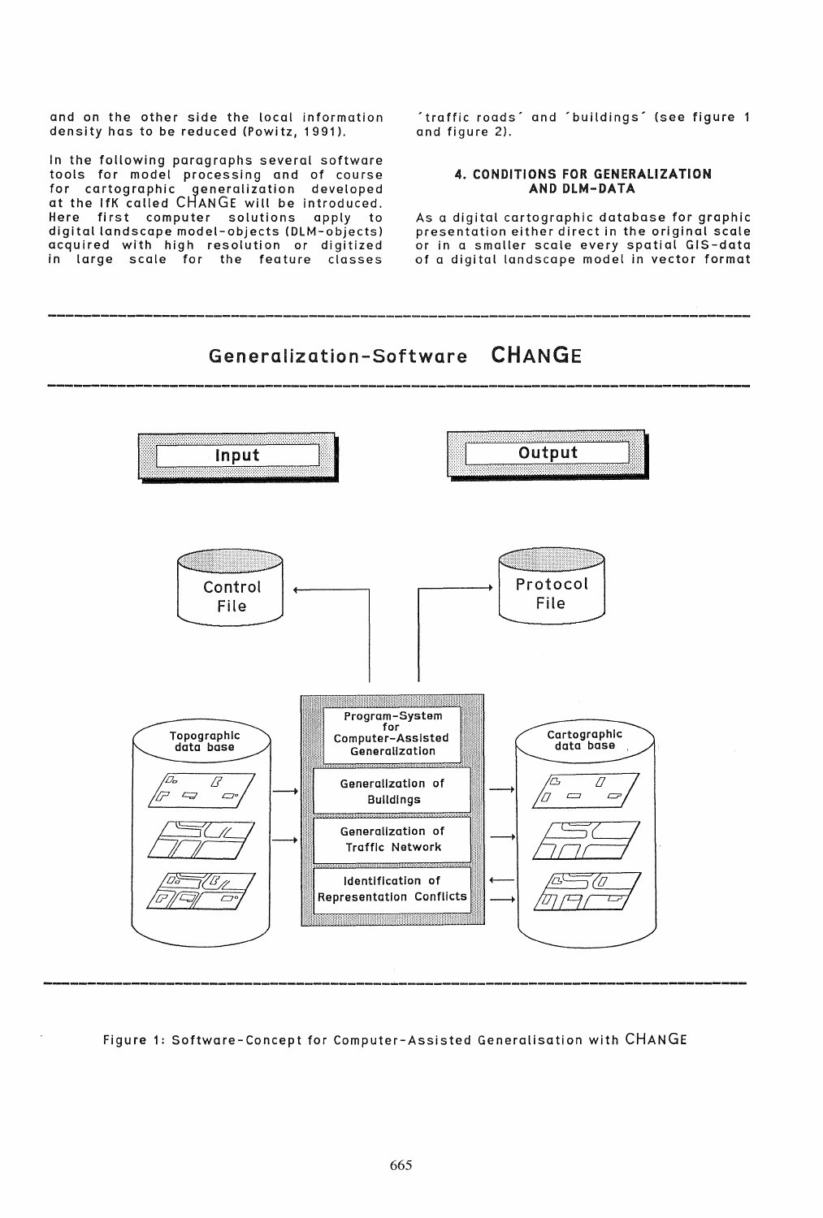and on the other side the local information density has to be reduced (Powitz, 1991).

In the following paragraphs several software tools for model processing and of course for cartographic generalization developed at the IfK called CHANGE will be introduced. Here first computer solutions apply to digital landscape model-objects (DLM-objects) acquired with high resolution or digitized in large scale for the feature classes 'traffic roads' and 'buildings' (see figure 1 and figure 2).

## 4. CONDITIONS FOR GENERALIZATION AND DLM-DATA

As a digital cartographic database for graphic presentation either direct in the original scale or in a smaller scale every spatial GIS-data of a digital landscape model in vector format

Generalization-Software CHANGE

Input | Output

Control File | Protocol File

Topographic data base | Program-System for Computer-Assisted Generalization | Cartographic data base

Generalization of Buildings

Generalization of Traffic Network

Identification of Representation Conflicts

Figure 1: Software-Concept for Computer-Assisted Generalisation with CHANGE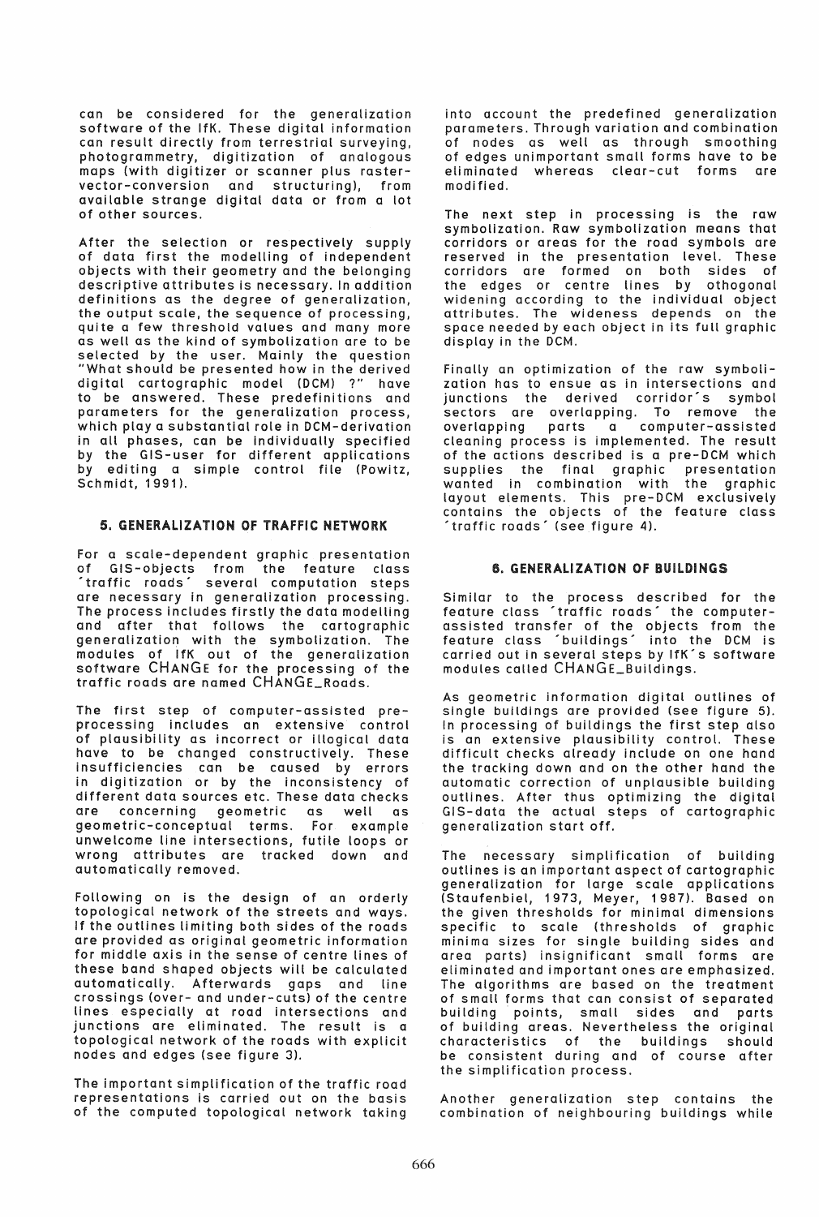can be considered for the generalization software of the IfK. These digital information can result directly from terrestrial surveying, photogrammetry, digitization of analogous maps (with digitizer or scanner plus raster-vector-conversion and structuring), from available strange digital data or from a lot of other sources.

After the selection or respectively supply of data first the modelling of independent objects with their geometry and the belonging descriptive attributes is necessary. In addition definitions as the degree of generalization, the output scale, the sequence of processing, quite a few threshold values and many more as well as the kind of symbolization are to be selected by the user. Mainly the question "What should be presented how in the derived digital cartographic model (DCM) ?" have to be answered. These predefinitions and parameters for the generalization process, which play a substantial role in DCM-derivation in all phases, can be individually specified by the GIS-user for different applications by editing a simple control file (Powitz, Schmidt, 1991).

## 5. GENERALIZATION OF TRAFFIC NETWORK

For a scale-dependent graphic presentation of GIS-objects from the feature class ´traffic roads´ several computation steps are necessary in generalization processing. The process includes firstly the data modelling and after that follows the cartographic generalization with the symbolization. The modules of IfK out of the generalization software CHANGE for the processing of the traffic roads are named CHANGE_Roads.

The first step of computer-assisted pre-processing includes an extensive control of plausibility as incorrect or illogical data have to be changed constructively. These insufficiencies can be caused by errors in digitization or by the inconsistency of different data sources etc. These data checks are concerning geometric as well as geometric-conceptual terms. For example unwelcome line intersections, futile loops or wrong attributes are tracked down and automatically removed.

Following on is the design of an orderly topological network of the streets and ways. If the outlines limiting both sides of the roads are provided as original geometric information for middle axis in the sense of centre lines of these band shaped objects will be calculated automatically. Afterwards gaps and line crossings (over- and under-cuts) of the centre lines especially at road intersections and junctions are eliminated. The result is a topological network of the roads with explicit nodes and edges (see figure 3).

The important simplification of the traffic road representations is carried out on the basis of the computed topological network taking into account the predefined generalization parameters. Through variation and combination of nodes as well as through smoothing of edges unimportant small forms have to be eliminated whereas clear-cut forms are modified.

The next step in processing is the raw symbolization. Raw symbolization means that corridors or areas for the road symbols are reserved in the presentation level. These corridors are formed on both sides of the edges or centre lines by othogonal widening according to the individual object attributes. The wideness depends on the space needed by each object in its full graphic display in the DCM.

Finally an optimization of the raw symbolization has to ensue as in intersections and junctions the derived corridor´s symbol sectors are overlapping. To remove the overlapping parts a computer-assisted cleaning process is implemented. The result of the actions described is a pre-DCM which supplies the final graphic presentation wanted in combination with the graphic layout elements. This pre-DCM exclusively contains the objects of the feature class ´traffic roads´ (see figure 4).

## 6. GENERALIZATION OF BUILDINGS

Similar to the process described for the feature class ´traffic roads´ the computer-assisted transfer of the objects from the feature class ´buildings´ into the DCM is carried out in several steps by IfK´s software modules called CHANGE_Buildings.

As geometric information digital outlines of single buildings are provided (see figure 5). In processing of buildings the first step also is an extensive plausibility control. These difficult checks already include on one hand the tracking down and on the other hand the automatic correction of unplausible building outlines. After thus optimizing the digital GIS-data the actual steps of cartographic generalization start off.

The necessary simplification of building outlines is an important aspect of cartographic generalization for large scale applications (Staufenbiel, 1973, Meyer, 1987). Based on the given thresholds for minimal dimensions specific to scale (thresholds of graphic minima sizes for single building sides and area parts) insignificant small forms are eliminated and important ones are emphasized. The algorithms are based on the treatment of small forms that can consist of separated building points, small sides and parts of building areas. Nevertheless the original characteristics of the buildings should be consistent during and of course after the simplification process.

Another generalization step contains the combination of neighbouring buildings while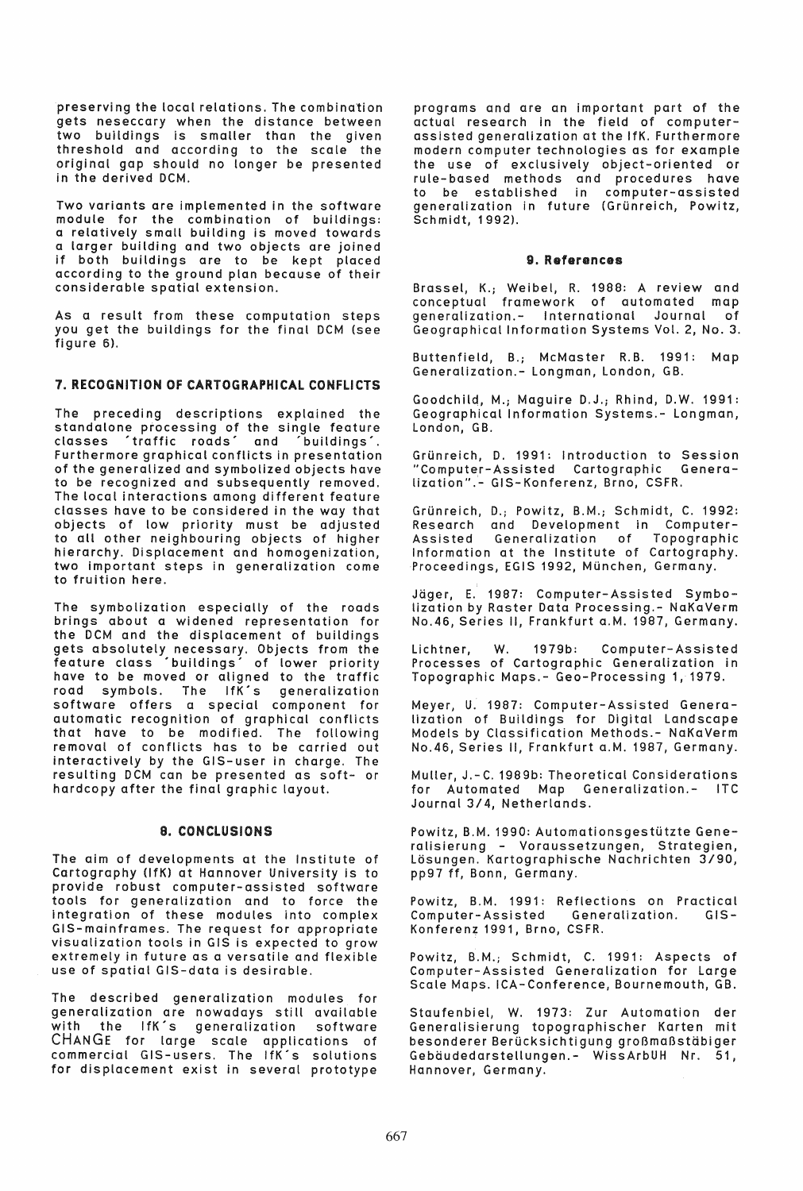preserving the local relations. The combination gets neseccary when the distance between two buildings is smaller than the given threshold and according to the scale the original gap should no longer be presented in the derived DCM.

Two variants are implemented in the software module for the combination of buildings: a relatively small building is moved towards a larger building and two objects are joined if both buildings are to be kept placed according to the ground plan because of their considerable spatial extension.

As a result from these computation steps you get the buildings for the final DCM (see figure 6).

## 7. RECOGNITION OF CARTOGRAPHICAL CONFLICTS

The preceding descriptions explained the standalone processing of the single feature classes 'traffic roads' and 'buildings'. Furthermore graphical conflicts in presentation of the generalized and symbolized objects have to be recognized and subsequently removed. The local interactions among different feature classes have to be considered in the way that objects of low priority must be adjusted to all other neighbouring objects of higher hierarchy. Displacement and homogenization, two important steps in generalization come to fruition here.

The symbolization especially of the roads brings about a widened representation for the DCM and the displacement of buildings gets absolutely necessary. Objects from the feature class 'buildings' of lower priority have to be moved or aligned to the traffic road symbols. The IfK's generalization software offers a special component for automatic recognition of graphical conflicts that have to be modified. The following removal of conflicts has to be carried out interactively by the GIS-user in charge. The resulting DCM can be presented as soft- or hardcopy after the final graphic layout.

## 8. CONCLUSIONS

The aim of developments at the Institute of Cartography (IfK) at Hannover University is to provide robust computer-assisted software tools for generalization and to force the integration of these modules into complex GIS-mainframes. The request for appropriate visualization tools in GIS is expected to grow extremely in future as a versatile and flexible use of spatial GIS-data is desirable.

The described generalization modules for generalization are nowadays still available with the IfK's generalization software CHANGE for large scale applications of commercial GIS-users. The IfK's solutions for displacement exist in several prototype programs and are an important part of the actual research in the field of computer-assisted generalization at the IfK. Furthermore modern computer technologies as for example the use of exclusively object-oriented or rule-based methods and procedures have to be established in computer-assisted generalization in future (Grünreich, Powitz, Schmidt, 1992).

## 9. References

Brassel, K.; Weibel, R. 1988: A review and conceptual framework of automated map generalization.- International Journal of Geographical Information Systems Vol. 2, No. 3.

Buttenfield, B.; McMaster R.B. 1991: Map Generalization.- Longman, London, GB.

Goodchild, M.; Maguire D.J.; Rhind, D.W. 1991: Geographical Information Systems.- Longman, London, GB.

Grünreich, D. 1991: Introduction to Session "Computer-Assisted Cartographic Generalization".- GIS-Konferenz, Brno, CSFR.

Grünreich, D.; Powitz, B.M.; Schmidt, C. 1992: Research and Development in Computer-Assisted Generalization of Topographic Information at the Institute of Cartography. Proceedings, EGIS 1992, München, Germany.

Jäger, E. 1987: Computer-Assisted Symbolization by Raster Data Processing.- NaKaVerm No.46, Series II, Frankfurt a.M. 1987, Germany.

Lichtner, W. 1979b: Computer-Assisted Processes of Cartographic Generalization in Topographic Maps.- Geo-Processing 1, 1979.

Meyer, U. 1987: Computer-Assisted Generalization of Buildings for Digital Landscape Models by Classification Methods.- NaKaVerm No.46, Series II, Frankfurt a.M. 1987, Germany.

Muller, J.-C. 1989b: Theoretical Considerations for Automated Map Generalization.- ITC Journal 3/4, Netherlands.

Powitz, B.M. 1990: Automationsgestützte Generalisierung - Voraussetzungen, Strategien, Lösungen. Kartographische Nachrichten 3/90, pp97 ff, Bonn, Germany.

Powitz, B.M. 1991: Reflections on Practical Computer-Assisted Generalization. GIS-Konferenz 1991, Brno, CSFR.

Powitz, B.M.; Schmidt, C. 1991: Aspects of Computer-Assisted Generalization for Large Scale Maps. ICA-Conference, Bournemouth, GB.

Staufenbiel, W. 1973: Zur Automation der Generalisierung topographischer Karten mit besonderer Berücksichtigung großmaßstäbiger Gebäudedarstellungen.- WissArbUH Nr. 51, Hannover, Germany.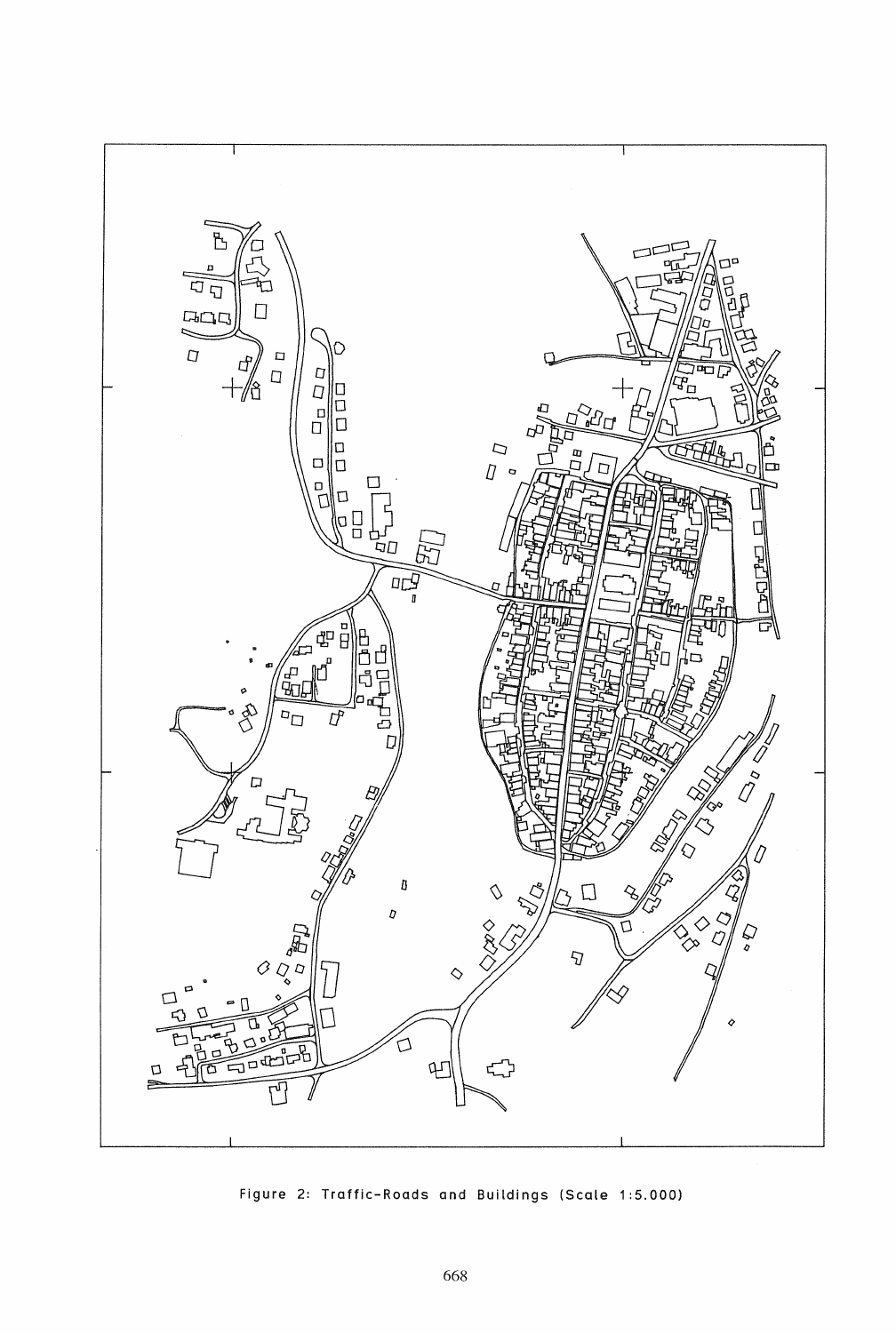Figure 2: Traffic-Roads and Buildings (Scale 1:5.000)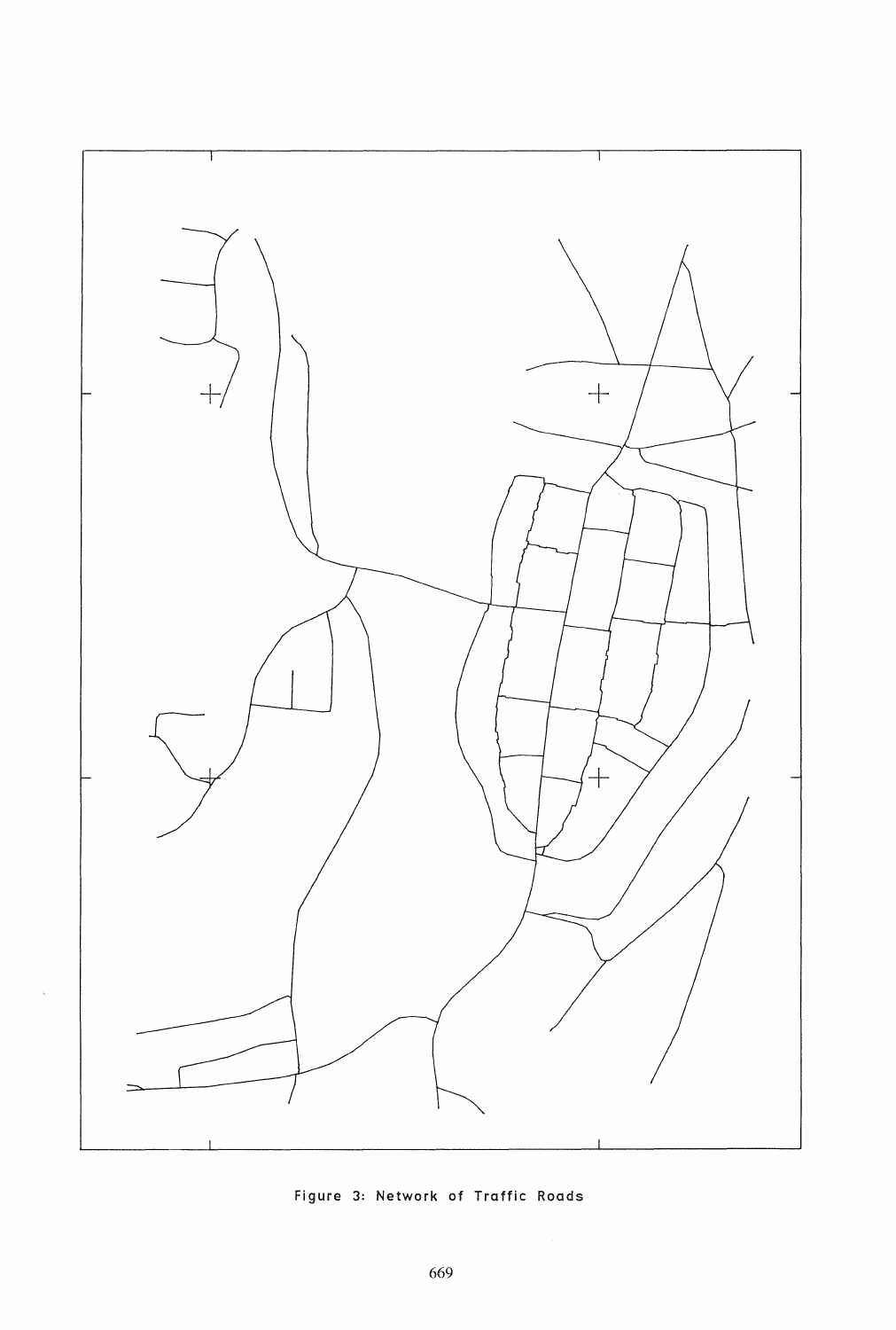Figure 3: Network of Traffic Roads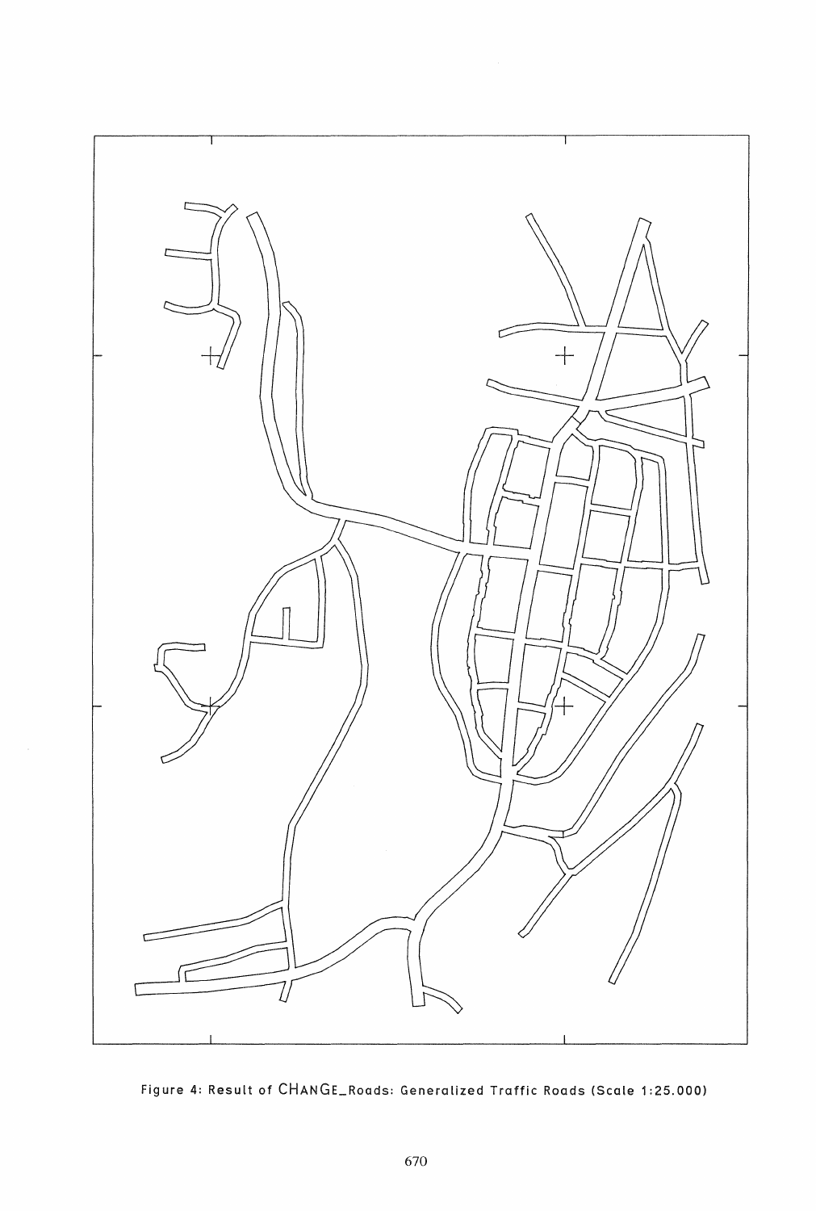Figure 4: Result of CHANGE_Roads: Generalized Traffic Roads (Scale 1:25.000)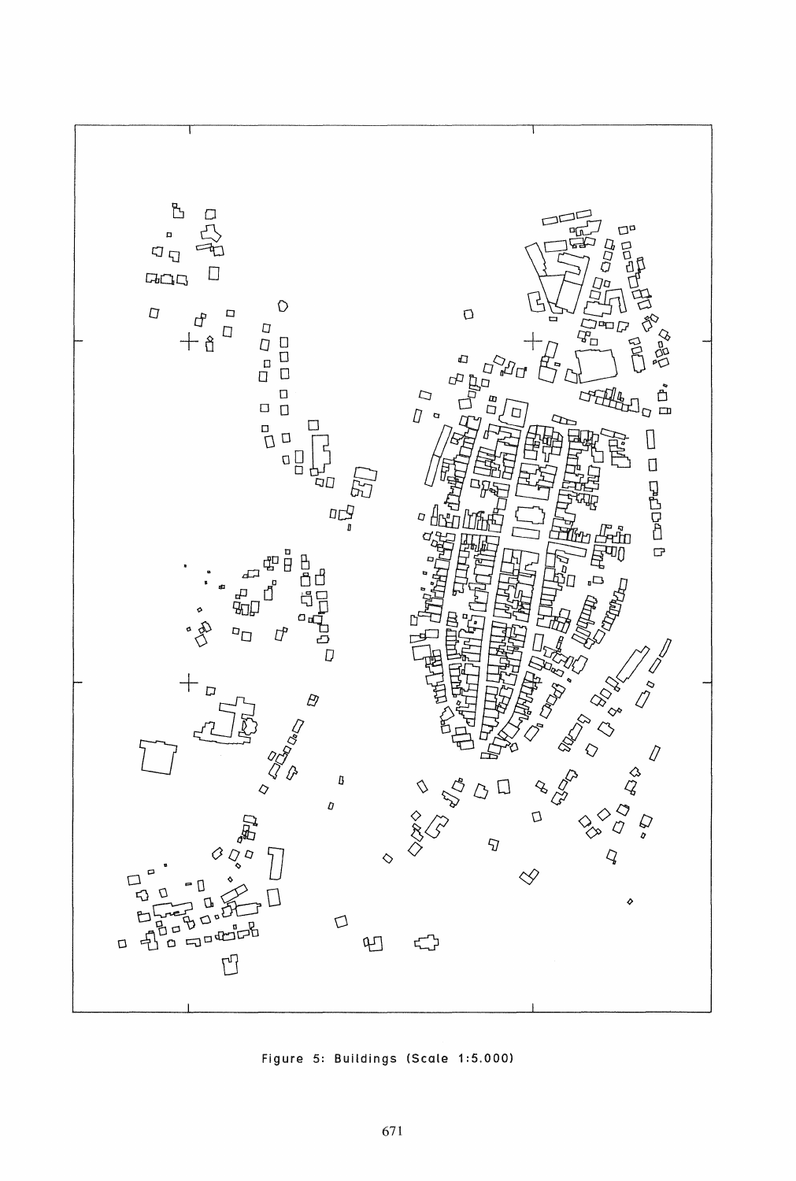Figure 5: Buildings (Scale 1:5.000)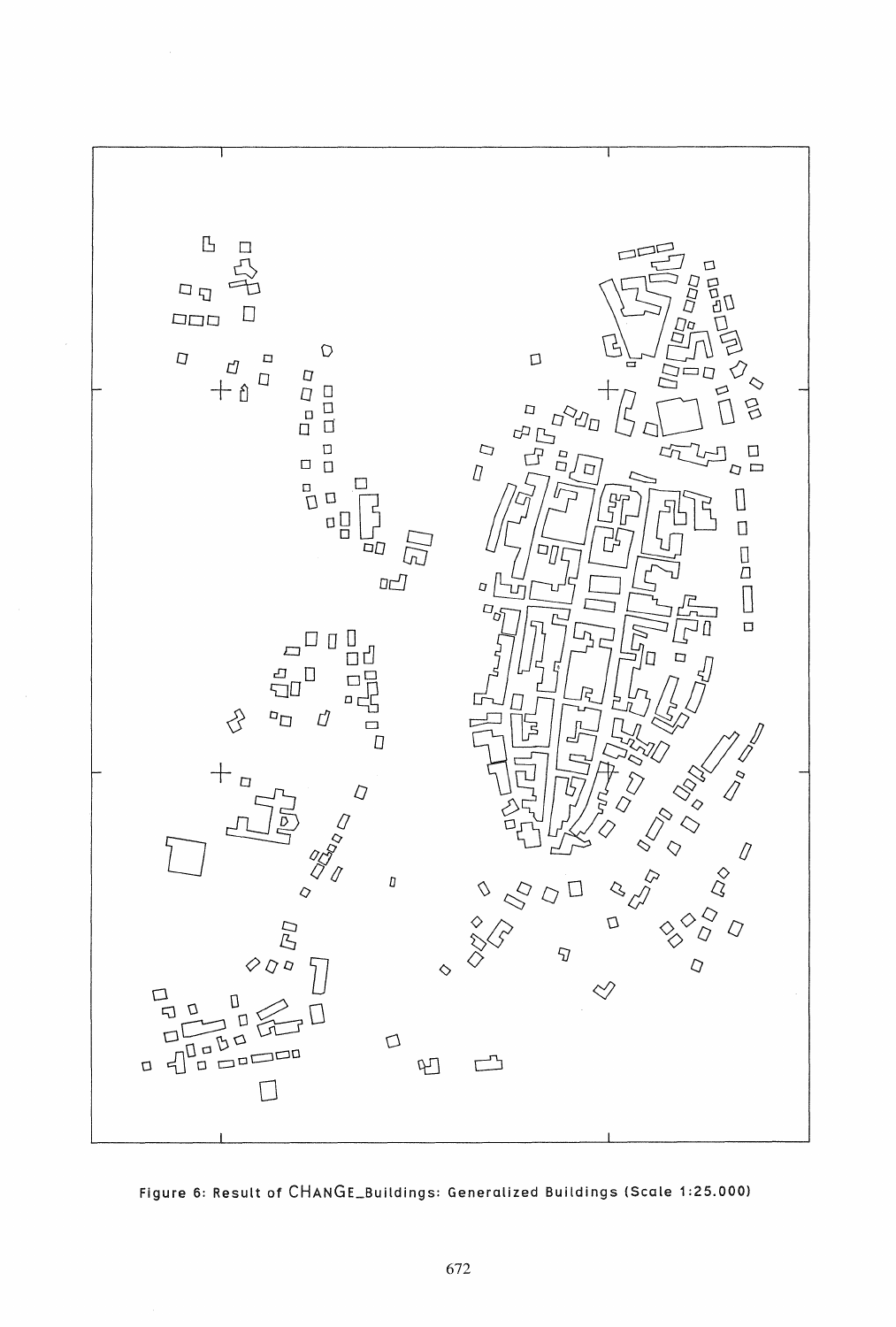Figure 6: Result of CHANGE_Buildings: Generalized Buildings (Scale 1:25.000)